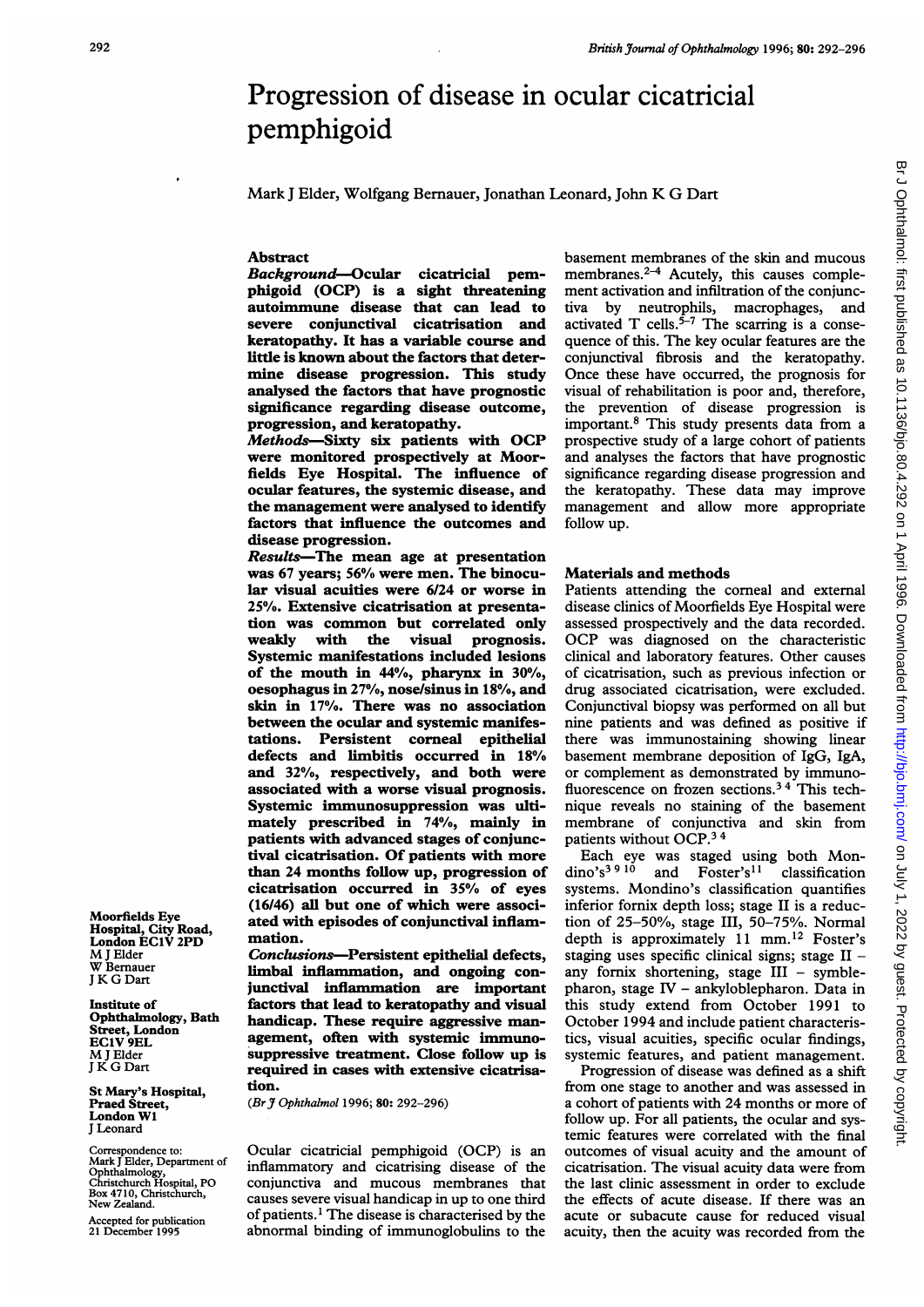# Progression of disease in ocular cicatricial pemphigoid

Mark J Elder, Wolfgang Bernauer, Jonathan Leonard, John K G Dart

## Abstract

***Background***—**Ocular cicatricial pemphigoid (OCP) is a sight threatening autoimmune disease that can lead to severe conjunctival cicatrisation and keratopathy. It has a variable course and little is known about the factors that determine disease progression. This study analysed the factors that have prognostic significance regarding disease outcome, progression, and keratopathy.**

***Methods***—**Sixty six patients with OCP were monitored prospectively at Moorfields Eye Hospital. The influence of ocular features, the systemic disease, and the management were analysed to identify factors that influence the outcomes and disease progression.**

***Results***—**The mean age at presentation was 67 years; 56% were men. The binocular visual acuities were 6/24 or worse in 25%. Extensive cicatrisation at presentation was common but correlated only weakly with the visual prognosis. Systemic manifestations included lesions of the mouth in 44%, pharynx in 30%, oesophagus in 27%, nose/sinus in 18%, and skin in 17%. There was no association between the ocular and systemic manifestations. Persistent corneal epithelial defects and limbitis occurred in 18% and 32%, respectively, and both were associated with a worse visual prognosis. Systemic immunosuppression was ultimately prescribed in 74%, mainly in patients with advanced stages of conjunctival cicatrisation. Of patients with more than 24 months follow up, progression of cicatrisation occurred in 35% of eyes (16/46) all but one of which were associated with episodes of conjunctival inflammation.**

***Conclusions***—**Persistent epithelial defects, limbal inflammation, and ongoing conjunctival inflammation are important factors that lead to keratopathy and visual handicap. These require aggressive management, often with systemic immunosuppressive treatment. Close follow up is required in cases with extensive cicatrisation.**

(*Br J Ophthalmol* 1996; **80:** 292–296)

Ocular cicatricial pemphigoid (OCP) is an inflammatory and cicatrising disease of the conjunctiva and mucous membranes that causes severe visual handicap in up to one third of patients.[1] The disease is characterised by the abnormal binding of immunoglobulins to the basement membranes of the skin and mucous membranes.[2–4] Acutely, this causes complement activation and infiltration of the conjunctiva by neutrophils, macrophages, and activated T cells.[5–7] The scarring is a consequence of this. The key ocular features are the conjunctival fibrosis and the keratopathy. Once these have occurred, the prognosis for visual of rehabilitation is poor and, therefore, the prevention of disease progression is important.[8] This study presents data from a prospective study of a large cohort of patients and analyses the factors that have prognostic significance regarding disease progression and the keratopathy. These data may improve management and allow more appropriate follow up.

## Materials and methods

Patients attending the corneal and external disease clinics of Moorfields Eye Hospital were assessed prospectively and the data recorded. OCP was diagnosed on the characteristic clinical and laboratory features. Other causes of cicatrisation, such as previous infection or drug associated cicatrisation, were excluded. Conjunctival biopsy was performed on all but nine patients and was defined as positive if there was immunostaining showing linear basement membrane deposition of IgG, IgA, or complement as demonstrated by immunofluorescence on frozen sections.[3,4] This technique reveals no staining of the basement membrane of conjunctiva and skin from patients without OCP.[3,4]

Each eye was staged using both Mondino's[3,9,10] and Foster's[11] classification systems. Mondino's classification quantifies inferior fornix depth loss; stage II is a reduction of 25–50%, stage III, 50–75%. Normal depth is approximately 11 mm.[12] Foster's staging uses specific clinical signs; stage II – any fornix shortening, stage III – symblepharon, stage IV – ankyloblepharon. Data in this study extend from October 1991 to October 1994 and include patient characteristics, visual acuities, specific ocular findings, systemic features, and patient management.

Progression of disease was defined as a shift from one stage to another and was assessed in a cohort of patients with 24 months or more of follow up. For all patients, the ocular and systemic features were correlated with the final outcomes of visual acuity and the amount of cicatrisation. The visual acuity data were from the last clinic assessment in order to exclude the effects of acute disease. If there was an acute or subacute cause for reduced visual acuity, then the acuity was recorded from the

Moorfields Eye Hospital, City Road, London EC1V 2PD
M J Elder
W Bernauer
J K G Dart

Institute of Ophthalmology, Bath Street, London EC1V 9EL
M J Elder
J K G Dart

St Mary's Hospital, Praed Street, London W1
J Leonard

Correspondence to: Mark J Elder, Department of Ophthalmology, Christchurch Hospital, PO Box 4710, Christchurch, New Zealand.

Accepted for publication 21 December 1995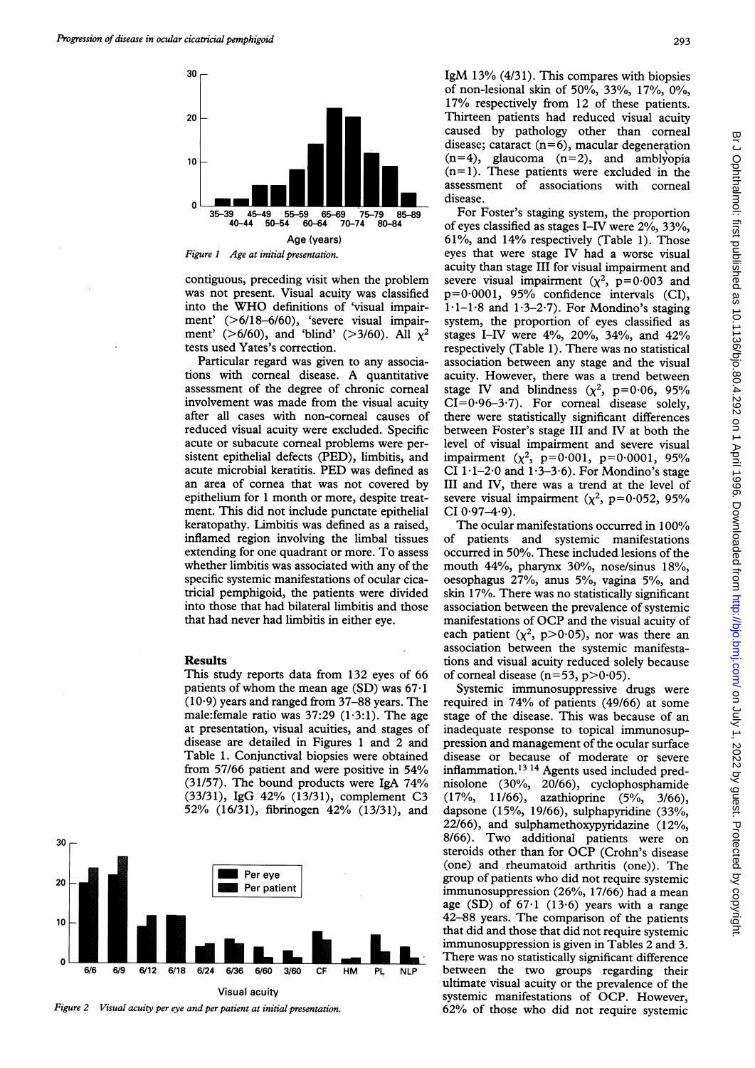Figure 1 Age at initial presentation.

contiguous, preceding visit when the problem was not present. Visual acuity was classified into the WHO definitions of 'visual impairment' (>6/18–6/60), 'severe visual impairment' (>6/60), and 'blind' (>3/60). All $\chi^2$ tests used Yates's correction.

Particular regard was given to any associations with corneal disease. A quantitative assessment of the degree of chronic corneal involvement was made from the visual acuity after all cases with non-corneal causes of reduced visual acuity were excluded. Specific acute or subacute corneal problems were persistent epithelial defects (PED), limbitis, and acute microbial keratitis. PED was defined as an area of cornea that was not covered by epithelium for 1 month or more, despite treatment. This did not include punctate epithelial keratopathy. Limbitis was defined as a raised, inflamed region involving the limbal tissues extending for one quadrant or more. To assess whether limbitis was associated with any of the specific systemic manifestations of ocular cicatricial pemphigoid, the patients were divided into those that had bilateral limbitis and those that had never had limbitis in either eye.

## Results

This study reports data from 132 eyes of 66 patients of whom the mean age (SD) was 67·1 (10·9) years and ranged from 37–88 years. The male:female ratio was 37:29 (1·3:1). The age at presentation, visual acuities, and stages of disease are detailed in Figures 1 and 2 and Table 1. Conjunctival biopsies were obtained from 57/66 patient and were positive in 54% (31/57). The bound products were IgA 74% (33/31), IgG 42% (13/31), complement C3 52% (16/31), fibrinogen 42% (13/31), and IgM 13% (4/31). This compares with biopsies of non-lesional skin of 50%, 33%, 17%, 0%, 17% respectively from 12 of these patients. Thirteen patients had reduced visual acuity caused by pathology other than corneal disease; cataract (n=6), macular degeneration (n=4), glaucoma (n=2), and amblyopia (n=1). These patients were excluded in the assessment of associations with corneal disease.

For Foster's staging system, the proportion of eyes classified as stages I–IV were 2%, 33%, 61%, and 14% respectively (Table 1). Those eyes that were stage IV had a worse visual acuity than stage III for visual impairment and severe visual impairment ($\chi^2$, p=0·003 and p=0·0001, 95% confidence intervals (CI), 1·1–1·8 and 1·3–2·7). For Mondino's staging system, the proportion of eyes classified as stages I–IV were 4%, 20%, 34%, and 42% respectively (Table 1). There was no statistical association between any stage and the visual acuity. However, there was a trend between stage IV and blindness ($\chi^2$, p=0·06, 95% CI=0·96–3·7). For corneal disease solely, there were statistically significant differences between Foster's stage III and IV at both the level of visual impairment and severe visual impairment ($\chi^2$, p=0·001, p=0·0001, 95% CI 1·1–2·0 and 1·3–3·6). For Mondino's stage III and IV, there was a trend at the level of severe visual impairment ($\chi^2$, p=0·052, 95% CI 0·97–4·9).

The ocular manifestations occurred in 100% of patients and systemic manifestations occurred in 50%. These included lesions of the mouth 44%, pharynx 30%, nose/sinus 18%, oesophagus 27%, anus 5%, vagina 5%, and skin 17%. There was no statistically significant association between the prevalence of systemic manifestations of OCP and the visual acuity of each patient ($\chi^2$, p>0·05), nor was there an association between the systemic manifestations and visual acuity reduced solely because of corneal disease (n=53, p>0·05).

Systemic immunosuppressive drugs were required in 74% of patients (49/66) at some stage of the disease. This was because of an inadequate response to topical immunosuppression and management of the ocular surface disease or because of moderate or severe inflammation.[13,14] Agents used included prednisolone (30%, 20/66), cyclophosphamide (17%, 11/66), azathioprine (5%, 3/66), dapsone (15%, 19/66), sulphapyridine (33%, 22/66), and sulphamethoxypyridazine (12%, 8/66). Two additional patients were on steroids other than for OCP (Crohn's disease (one) and rheumatoid arthritis (one)). The group of patients who did not require systemic immunosuppression (26%, 17/66) had a mean age (SD) of 67·1 (13·6) years with a range 42–88 years. The comparison of the patients that did and those that did not require systemic immunosuppression is given in Tables 2 and 3. There was no statistically significant difference between the two groups regarding their ultimate visual acuity or the prevalence of the systemic manifestations of OCP. However, 62% of those who did not require systemic

Figure 2 Visual acuity per eye and per patient at initial presentation.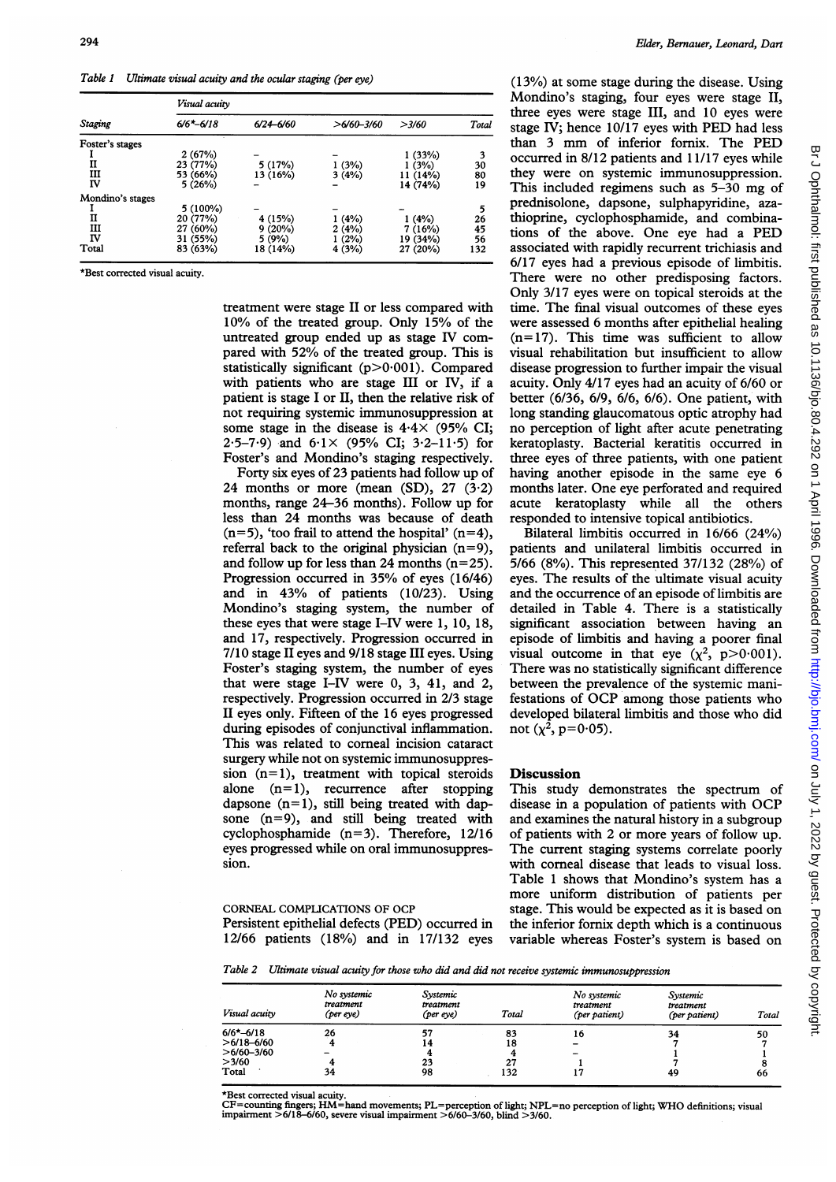Table 1 *Ultimate visual acuity and the ocular staging (per eye)*

| Staging | Visual acuity | | | | |
|---|---|---|---|---|---|
| | 6/6*–6/18 | 6/24–6/60 | >6/60–3/60 | >3/60 | Total |
| Foster's stages | | | | | |
| I | 2 (67%) | – | – | 1 (33%) | 3 |
| II | 23 (77%) | 5 (17%) | 1 (3%) | 1 (3%) | 30 |
| III | 53 (66%) | 13 (16%) | 3 (4%) | 11 (14%) | 80 |
| IV | 5 (26%) | – | – | 14 (74%) | 19 |
| Mondino's stages | | | | | |
| I | 5 (100%) | – | – | – | 5 |
| II | 20 (77%) | 4 (15%) | 1 (4%) | 1 (4%) | 26 |
| III | 27 (60%) | 9 (20%) | 2 (4%) | 7 (16%) | 45 |
| IV | 31 (55%) | 5 (9%) | 1 (2%) | 19 (34%) | 56 |
| Total | 83 (63%) | 18 (14%) | 4 (3%) | 27 (20%) | 132 |

*Best corrected visual acuity.

treatment were stage II or less compared with 10% of the treated group. Only 15% of the untreated group ended up as stage IV compared with 52% of the treated group. This is statistically significant ($p>0.001$). Compared with patients who are stage III or IV, if a patient is stage I or II, then the relative risk of not requiring systemic immunosuppression at some stage in the disease is 4·4× (95% CI; 2·5–7·9) and 6·1× (95% CI; 3·2–11·5) for Foster's and Mondino's staging respectively.

Forty six eyes of 23 patients had follow up of 24 months or more (mean (SD), 27 (3·2) months, range 24–36 months). Follow up for less than 24 months was because of death (n=5), 'too frail to attend the hospital' (n=4), referral back to the original physician (n=9), and follow up for less than 24 months (n=25). Progression occurred in 35% of eyes (16/46) and in 43% of patients (10/23). Using Mondino's staging system, the number of these eyes that were stage I–IV were 1, 10, 18, and 17, respectively. Progression occurred in 7/10 stage II eyes and 9/18 stage III eyes. Using Foster's staging system, the number of eyes that were stage I–IV were 0, 3, 41, and 2, respectively. Progression occurred in 2/3 stage II eyes only. Fifteen of the 16 eyes progressed during episodes of conjunctival inflammation. This was related to corneal incision cataract surgery while not on systemic immunosuppression (n=1), treatment with topical steroids alone (n=1), recurrence after stopping dapsone (n=1), still being treated with dapsone (n=9), and still being treated with cyclophosphamide (n=3). Therefore, 12/16 eyes progressed while on oral immunosuppression.

### CORNEAL COMPLICATIONS OF OCP

Persistent epithelial defects (PED) occurred in 12/66 patients (18%) and in 17/132 eyes (13%) at some stage during the disease. Using Mondino's staging, four eyes were stage II, three eyes were stage III, and 10 eyes were stage IV; hence 10/17 eyes with PED had less than 3 mm of inferior fornix. The PED occurred in 8/12 patients and 11/17 eyes while they were on systemic immunosuppression. This included regimens such as 5–30 mg of prednisolone, dapsone, sulphapyridine, azathioprine, cyclophosphamide, and combinations of the above. One eye had a PED associated with rapidly recurrent trichiasis and 6/17 eyes had a previous episode of limbitis. There were no other predisposing factors. Only 3/17 eyes were on topical steroids at the time. The final visual outcomes of these eyes were assessed 6 months after epithelial healing (n=17). This time was sufficient to allow visual rehabilitation but insufficient to allow disease progression to further impair the visual acuity. Only 4/17 eyes had an acuity of 6/60 or better (6/36, 6/9, 6/6, 6/6). One patient, with long standing glaucomatous optic atrophy had no perception of light after acute penetrating keratoplasty. Bacterial keratitis occurred in three eyes of three patients, with one patient having another episode in the same eye 6 months later. One eye perforated and required acute keratoplasty while all the others responded to intensive topical antibiotics.

Bilateral limbitis occurred in 16/66 (24%) patients and unilateral limbitis occurred in 5/66 (8%). This represented 37/132 (28%) of eyes. The results of the ultimate visual acuity and the occurrence of an episode of limbitis are detailed in Table 4. There is a statistically significant association between having an episode of limbitis and having a poorer final visual outcome in that eye ($\chi^2$, $p>0.001$). There was no statistically significant difference between the prevalence of the systemic manifestations of OCP among those patients who developed bilateral limbitis and those who did not ($\chi^2$, $p=0.05$).

## Discussion

This study demonstrates the spectrum of disease in a population of patients with OCP and examines the natural history in a subgroup of patients with 2 or more years of follow up. The current staging systems correlate poorly with corneal disease that leads to visual loss. Table 1 shows that Mondino's system has a more uniform distribution of patients per stage. This would be expected as it is based on the inferior fornix depth which is a continuous variable whereas Foster's system is based on

Table 2 *Ultimate visual acuity for those who did and did not receive systemic immunosuppression*

| Visual acuity | No systemic treatment (per eye) | Systemic treatment (per eye) | Total | No systemic treatment (per patient) | Systemic treatment (per patient) | Total |
|---|---|---|---|---|---|---|
| 6/6*–6/18 | 26 | 57 | 83 | 16 | 34 | 50 |
| >6/18–6/60 | 4 | 14 | 18 | – | 7 | 7 |
| >6/60–3/60 | – | 4 | 4 | – | 1 | 1 |
| >3/60 | 4 | 23 | 27 | 1 | 7 | 8 |
| Total | 34 | 98 | 132 | 17 | 49 | 66 |

*Best corrected visual acuity.
CF=counting fingers; HM=hand movements; PL=perception of light; NPL=no perception of light; WHO definitions; visual impairment >6/18–6/60, severe visual impairment >6/60–3/60, blind >3/60.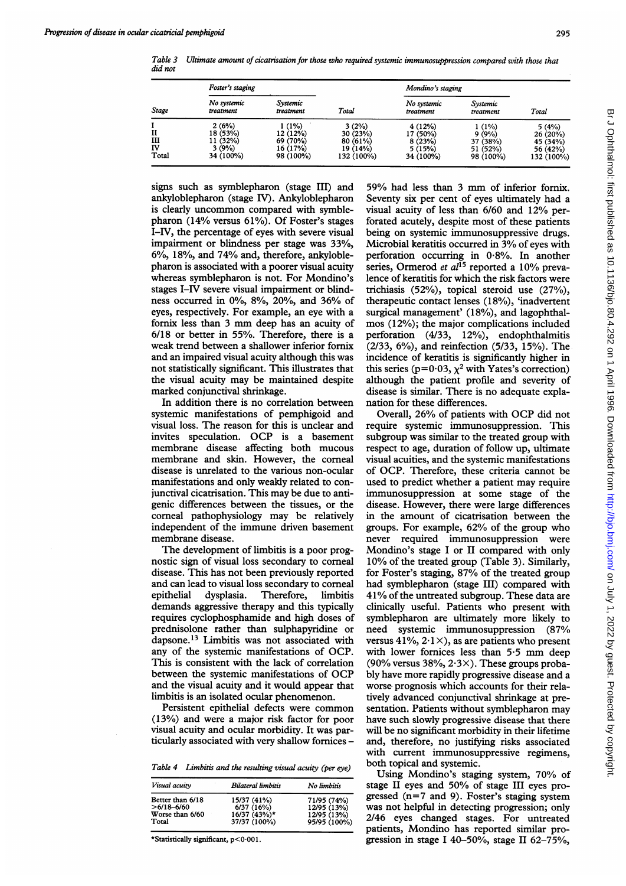Table 3 *Ultimate amount of cicatrisation for those who required systemic immunosuppression compared with those that did not*

| Stage | Foster's staging | | | Mondino's staging | | |
|---|---|---|---|---|---|---|
| | No systemic treatment | Systemic treatment | Total | No systemic treatment | Systemic treatment | Total |
| I | 2 (6%) | 1 (1%) | 3 (2%) | 4 (12%) | 1 (1%) | 5 (4%) |
| II | 18 (53%) | 12 (12%) | 30 (23%) | 17 (50%) | 9 (9%) | 26 (20%) |
| III | 11 (32%) | 69 (70%) | 80 (61%) | 8 (23%) | 37 (38%) | 45 (34%) |
| IV | 3 (9%) | 16 (17%) | 19 (14%) | 5 (15%) | 51 (52%) | 56 (42%) |
| Total | 34 (100%) | 98 (100%) | 132 (100%) | 34 (100%) | 98 (100%) | 132 (100%) |

signs such as symblepharon (stage III) and ankyloblepharon (stage IV). Ankyloblepharon is clearly uncommon compared with symblepharon (14% versus 61%). Of Foster's stages I–IV, the percentage of eyes with severe visual impairment or blindness per stage was 33%, 6%, 18%, and 74% and, therefore, ankyloblepharon is associated with a poorer visual acuity whereas symblepharon is not. For Mondino's stages I–IV severe visual impairment or blindness occurred in 0%, 8%, 20%, and 36% of eyes, respectively. For example, an eye with a fornix less than 3 mm deep has an acuity of 6/18 or better in 55%. Therefore, there is a weak trend between a shallower inferior fornix and an impaired visual acuity although this was not statistically significant. This illustrates that the visual acuity may be maintained despite marked conjunctival shrinkage.

In addition there is no correlation between systemic manifestations of pemphigoid and visual loss. The reason for this is unclear and invites speculation. OCP is a basement membrane disease affecting both mucous membrane and skin. However, the corneal disease is unrelated to the various non-ocular manifestations and only weakly related to conjunctival cicatrisation. This may be due to antigenic differences between the tissues, or the corneal pathophysiology may be relatively independent of the immune driven basement membrane disease.

The development of limbitis is a poor prognostic sign of visual loss secondary to corneal disease. This has not been previously reported and can lead to visual loss secondary to corneal epithelial dysplasia. Therefore, limbitis demands aggressive therapy and this typically requires cyclophosphamide and high doses of prednisolone rather than sulphapyridine or dapsone.[13] Limbitis was not associated with any of the systemic manifestations of OCP. This is consistent with the lack of correlation between the systemic manifestations of OCP and the visual acuity and it would appear that limbitis is an isolated ocular phenomenon.

Persistent epithelial defects were common (13%) and were a major risk factor for poor visual acuity and ocular morbidity. It was particularly associated with very shallow fornices –

Table 4 *Limbitis and the resulting visual acuity (per eye)*

| Visual acuity | Bilateral limbitis | No limbitis |
|---|---|---|
| Better than 6/18 | 15/37 (41%) | 71/95 (74%) |
| >6/18–6/60 | 6/37 (16%) | 12/95 (13%) |
| Worse than 6/60 | 16/37 (43%)* | 12/95 (13%) |
| Total | 37/37 (100%) | 95/95 (100%) |

*Statistically significant, $p<0.001$.

59% had less than 3 mm of inferior fornix. Seventy six per cent of eyes ultimately had a visual acuity of less than 6/60 and 12% perforated acutely, despite most of these patients being on systemic immunosuppressive drugs. Microbial keratitis occurred in 3% of eyes with perforation occurring in 0·8%. In another series, Ormerod *et al*[15] reported a 10% prevalence of keratitis for which the risk factors were trichiasis (52%), topical steroid use (27%), therapeutic contact lenses (18%), 'inadvertent surgical management' (18%), and lagophthalmos (12%); the major complications included perforation (4/33, 12%), endophthalmitis (2/33, 6%), and reinfection (5/33, 15%). The incidence of keratitis is significantly higher in this series ($p=0·03$, $\chi^2$ with Yates's correction) although the patient profile and severity of disease is similar. There is no adequate explanation for these differences.

Overall, 26% of patients with OCP did not require systemic immunosuppression. This subgroup was similar to the treated group with respect to age, duration of follow up, ultimate visual acuities, and the systemic manifestations of OCP. Therefore, these criteria cannot be used to predict whether a patient may require immunosuppression at some stage of the disease. However, there were large differences in the amount of cicatrisation between the groups. For example, 62% of the group who never required immunosuppression were Mondino's stage I or II compared with only 10% of the treated group (Table 3). Similarly, for Foster's staging, 87% of the treated group had symblepharon (stage III) compared with 41% of the untreated subgroup. These data are clinically useful. Patients who present with symblepharon are ultimately more likely to need systemic immunosuppression (87% versus 41%, 2·1×), as are patients who present with lower fornices less than 5·5 mm deep (90% versus 38%, 2·3×). These groups probably have more rapidly progressive disease and a worse prognosis which accounts for their relatively advanced conjunctival shrinkage at presentation. Patients without symblepharon may have such slowly progressive disease that there will be no significant morbidity in their lifetime and, therefore, no justifying risks associated with current immunosuppressive regimens, both topical and systemic.

Using Mondino's staging system, 70% of stage II eyes and 50% of stage III eyes progressed (n=7 and 9). Foster's staging system was not helpful in detecting progression; only 2/46 eyes changed stages. For untreated patients, Mondino has reported similar progression in stage I 40–50%, stage II 62–75%,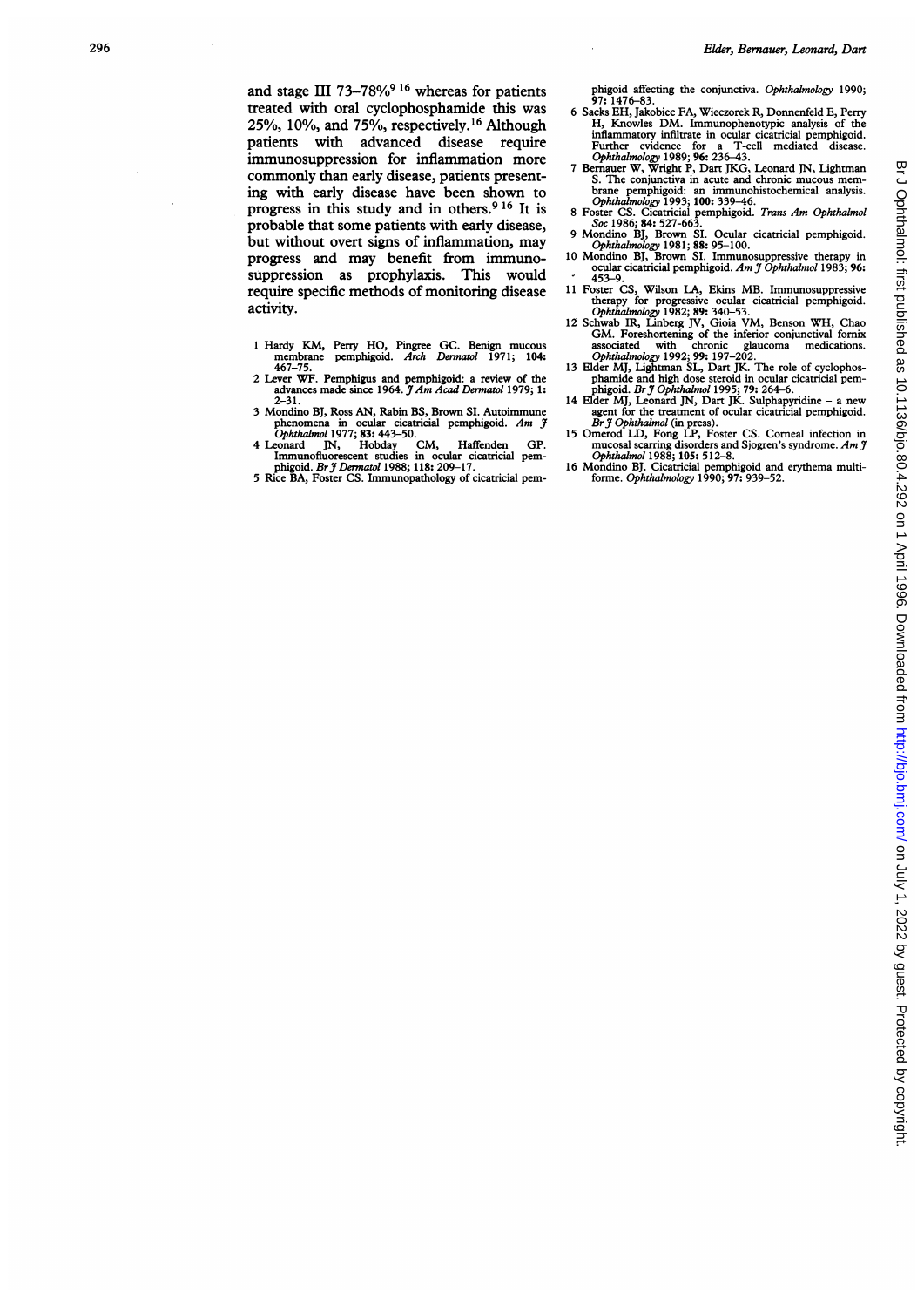and stage III 73–78%[9,16] whereas for patients treated with oral cyclophosphamide this was 25%, 10%, and 75%, respectively.[16] Although patients with advanced disease require immunosuppression for inflammation more commonly than early disease, patients presenting with early disease have been shown to progress in this study and in others.[9,16] It is probable that some patients with early disease, but without overt signs of inflammation, may progress and may benefit from immunosuppression as prophylaxis. This would require specific methods of monitoring disease activity.

1 Hardy KM, Perry HO, Pingree GC. Benign mucous membrane pemphigoid. *Arch Dermatol* 1971; **104:** 467–75.
2 Lever WF. Pemphigus and pemphigoid: a review of the advances made since 1964. *J Am Acad Dermatol* 1979; **1:** 2–31.
3 Mondino BJ, Ross AN, Rabin BS, Brown SI. Autoimmune phenomena in ocular cicatricial pemphigoid. *Am J Ophthalmol* 1977; **83:** 443–50.
4 Leonard JN, Hobday CM, Haffenden GP. Immunofluorescent studies in ocular cicatricial pemphigoid. *Br J Dermatol* 1988; **118:** 209–17.
5 Rice BA, Foster CS. Immunopathology of cicatricial pemphigoid affecting the conjunctiva. *Ophthalmology* 1990; **97:** 1476–83.
6 Sacks EH, Jakobiec FA, Wieczorek R, Donnenfeld E, Perry H, Knowles DM. Immunophenotypic analysis of the inflammatory infiltrate in ocular cicatricial pemphigoid. Further evidence for a T-cell mediated disease. *Ophthalmology* 1989; **96:** 236–43.
7 Bernauer W, Wright P, Dart JKG, Leonard JN, Lightman S. The conjunctiva in acute and chronic mucous membrane pemphigoid: an immunohistochemical analysis. *Ophthalmology* 1993; **100:** 339–46.
8 Foster CS. Cicatricial pemphigoid. *Trans Am Ophthalmol Soc* 1986; **84:** 527-663.
9 Mondino BJ, Brown SI. Ocular cicatricial pemphigoid. *Ophthalmology* 1981; **88:** 95–100.
10 Mondino BJ, Brown SI. Immunosuppressive therapy in ocular cicatricial pemphigoid. *Am J Ophthalmol* 1983; **96:** 453–9.
11 Foster CS, Wilson LA, Ekins MB. Immunosuppressive therapy for progressive ocular cicatricial pemphigoid. *Ophthalmology* 1982; **89:** 340–53.
12 Schwab IR, Linberg JV, Gioia VM, Benson WH, Chao GM. Foreshortening of the inferior conjunctival fornix associated with chronic glaucoma medications. *Ophthalmology* 1992; **99:** 197–202.
13 Elder MJ, Lightman SL, Dart JK. The role of cyclophosphamide and high dose steroid in ocular cicatricial pemphigoid. *Br J Ophthalmol* 1995; **79:** 264–6.
14 Elder MJ, Leonard JN, Dart JK. Sulphapyridine – a new agent for the treatment of ocular cicatricial pemphigoid. *Br J Ophthalmol* (in press).
15 Omerod LD, Fong LP, Foster CS. Corneal infection in mucosal scarring disorders and Sjogren's syndrome. *Am J Ophthalmol* 1988; **105:** 512–8.
16 Mondino BJ. Cicatricial pemphigoid and erythema multiforme. *Ophthalmology* 1990; **97:** 939–52.